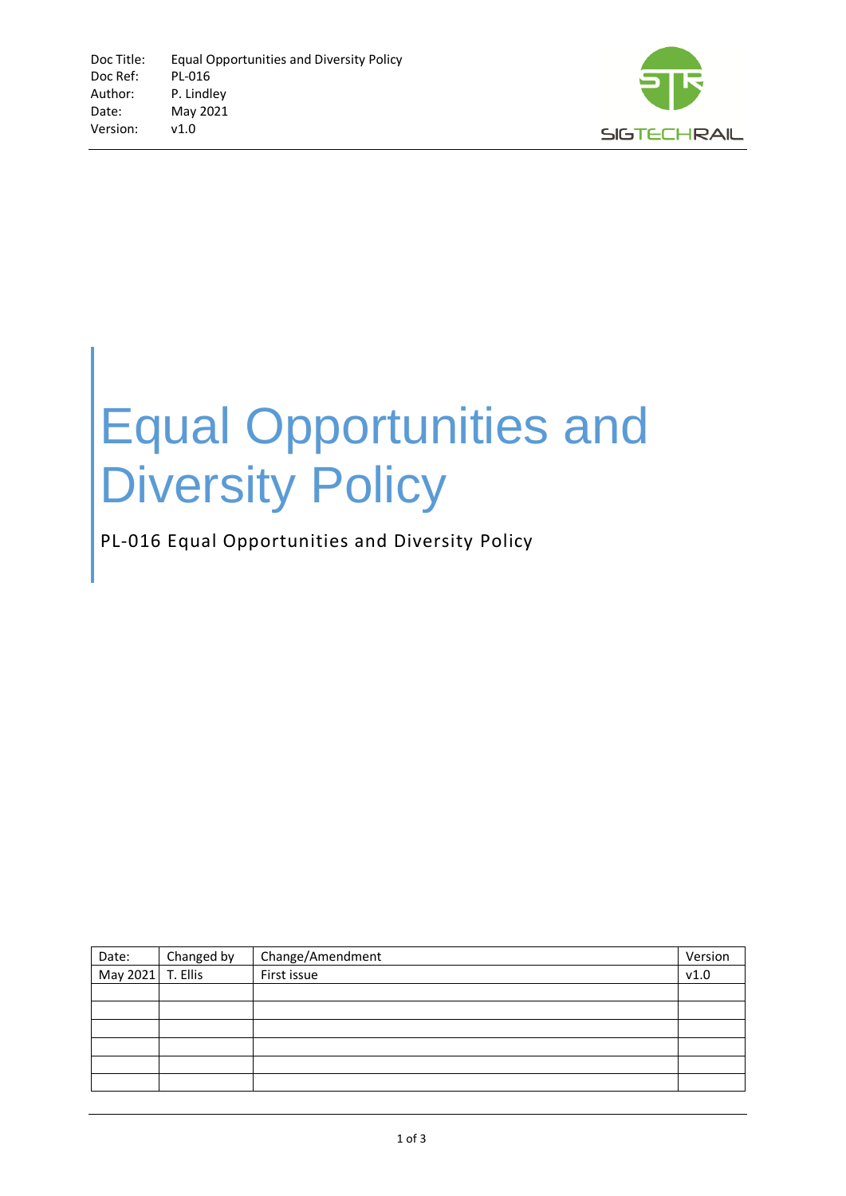| Doc Title: | Equal Opportunities and Diversity Policy |
| --- | --- |
| Doc Ref: | PL-016 |
| Author: | P. Lindley |
| Date: | May 2021 |
| Version: | v1.0 |

# Equal Opportunities and Diversity Policy

PL-016 Equal Opportunities and Diversity Policy

| Date: | Changed by | Change/Amendment | Version |
| --- | --- | --- | --- |
| May 2021 | T. Ellis | First issue | v1.0 |
| | | | |
| | | | |
| | | | |
| | | | |
| | | | |
| | | | |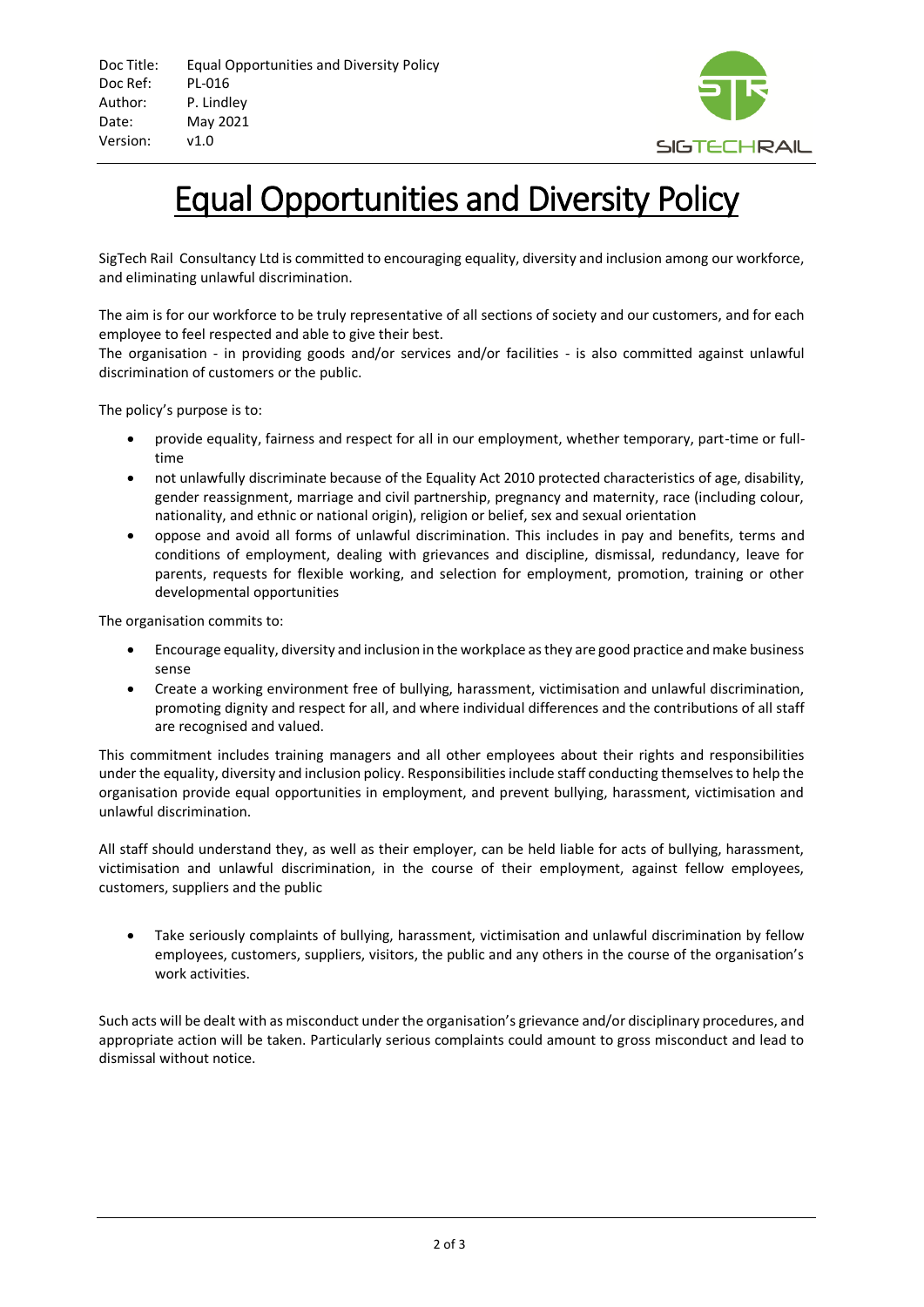| Doc Title: | Equal Opportunities and Diversity Policy |
|---|---|
| Doc Ref: | PL-016 |
| Author: | P. Lindley |
| Date: | May 2021 |
| Version: | v1.0 |

# Equal Opportunities and Diversity Policy

SigTech Rail Consultancy Ltd is committed to encouraging equality, diversity and inclusion among our workforce, and eliminating unlawful discrimination.

The aim is for our workforce to be truly representative of all sections of society and our customers, and for each employee to feel respected and able to give their best.
The organisation - in providing goods and/or services and/or facilities - is also committed against unlawful discrimination of customers or the public.

The policy's purpose is to:

- provide equality, fairness and respect for all in our employment, whether temporary, part-time or full-time
- not unlawfully discriminate because of the Equality Act 2010 protected characteristics of age, disability, gender reassignment, marriage and civil partnership, pregnancy and maternity, race (including colour, nationality, and ethnic or national origin), religion or belief, sex and sexual orientation
- oppose and avoid all forms of unlawful discrimination. This includes in pay and benefits, terms and conditions of employment, dealing with grievances and discipline, dismissal, redundancy, leave for parents, requests for flexible working, and selection for employment, promotion, training or other developmental opportunities

The organisation commits to:

- Encourage equality, diversity and inclusion in the workplace as they are good practice and make business sense
- Create a working environment free of bullying, harassment, victimisation and unlawful discrimination, promoting dignity and respect for all, and where individual differences and the contributions of all staff are recognised and valued.

This commitment includes training managers and all other employees about their rights and responsibilities under the equality, diversity and inclusion policy. Responsibilities include staff conducting themselves to help the organisation provide equal opportunities in employment, and prevent bullying, harassment, victimisation and unlawful discrimination.

All staff should understand they, as well as their employer, can be held liable for acts of bullying, harassment, victimisation and unlawful discrimination, in the course of their employment, against fellow employees, customers, suppliers and the public

- Take seriously complaints of bullying, harassment, victimisation and unlawful discrimination by fellow employees, customers, suppliers, visitors, the public and any others in the course of the organisation's work activities.

Such acts will be dealt with as misconduct under the organisation's grievance and/or disciplinary procedures, and appropriate action will be taken. Particularly serious complaints could amount to gross misconduct and lead to dismissal without notice.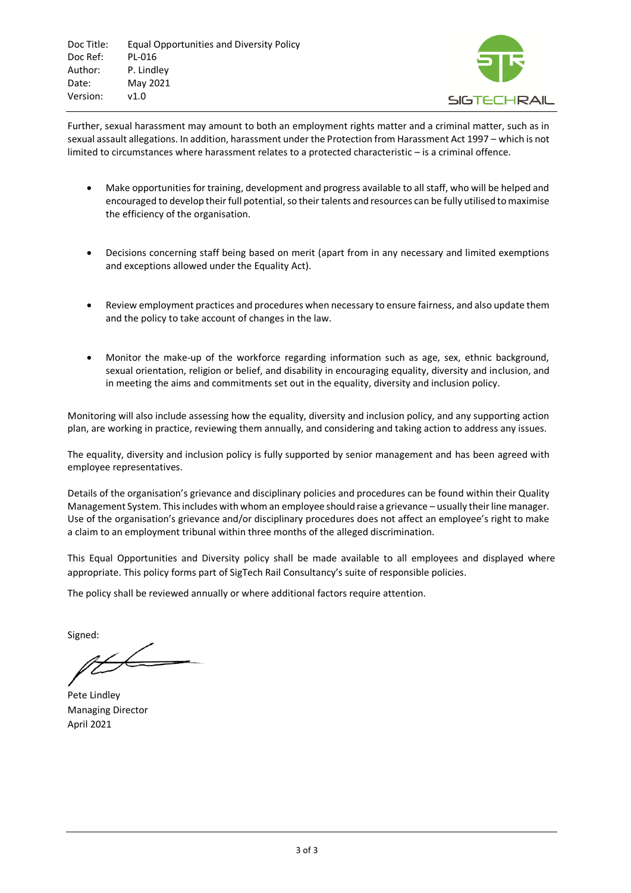Further, sexual harassment may amount to both an employment rights matter and a criminal matter, such as in sexual assault allegations. In addition, harassment under the Protection from Harassment Act 1997 – which is not limited to circumstances where harassment relates to a protected characteristic – is a criminal offence.

- Make opportunities for training, development and progress available to all staff, who will be helped and encouraged to develop their full potential, so their talents and resources can be fully utilised to maximise the efficiency of the organisation.

- Decisions concerning staff being based on merit (apart from in any necessary and limited exemptions and exceptions allowed under the Equality Act).

- Review employment practices and procedures when necessary to ensure fairness, and also update them and the policy to take account of changes in the law.

- Monitor the make-up of the workforce regarding information such as age, sex, ethnic background, sexual orientation, religion or belief, and disability in encouraging equality, diversity and inclusion, and in meeting the aims and commitments set out in the equality, diversity and inclusion policy.

Monitoring will also include assessing how the equality, diversity and inclusion policy, and any supporting action plan, are working in practice, reviewing them annually, and considering and taking action to address any issues.

The equality, diversity and inclusion policy is fully supported by senior management and has been agreed with employee representatives.

Details of the organisation's grievance and disciplinary policies and procedures can be found within their Quality Management System. This includes with whom an employee should raise a grievance – usually their line manager. Use of the organisation's grievance and/or disciplinary procedures does not affect an employee's right to make a claim to an employment tribunal within three months of the alleged discrimination.

This Equal Opportunities and Diversity policy shall be made available to all employees and displayed where appropriate. This policy forms part of SigTech Rail Consultancy's suite of responsible policies.

The policy shall be reviewed annually or where additional factors require attention.

Signed:

Pete Lindley
Managing Director
April 2021